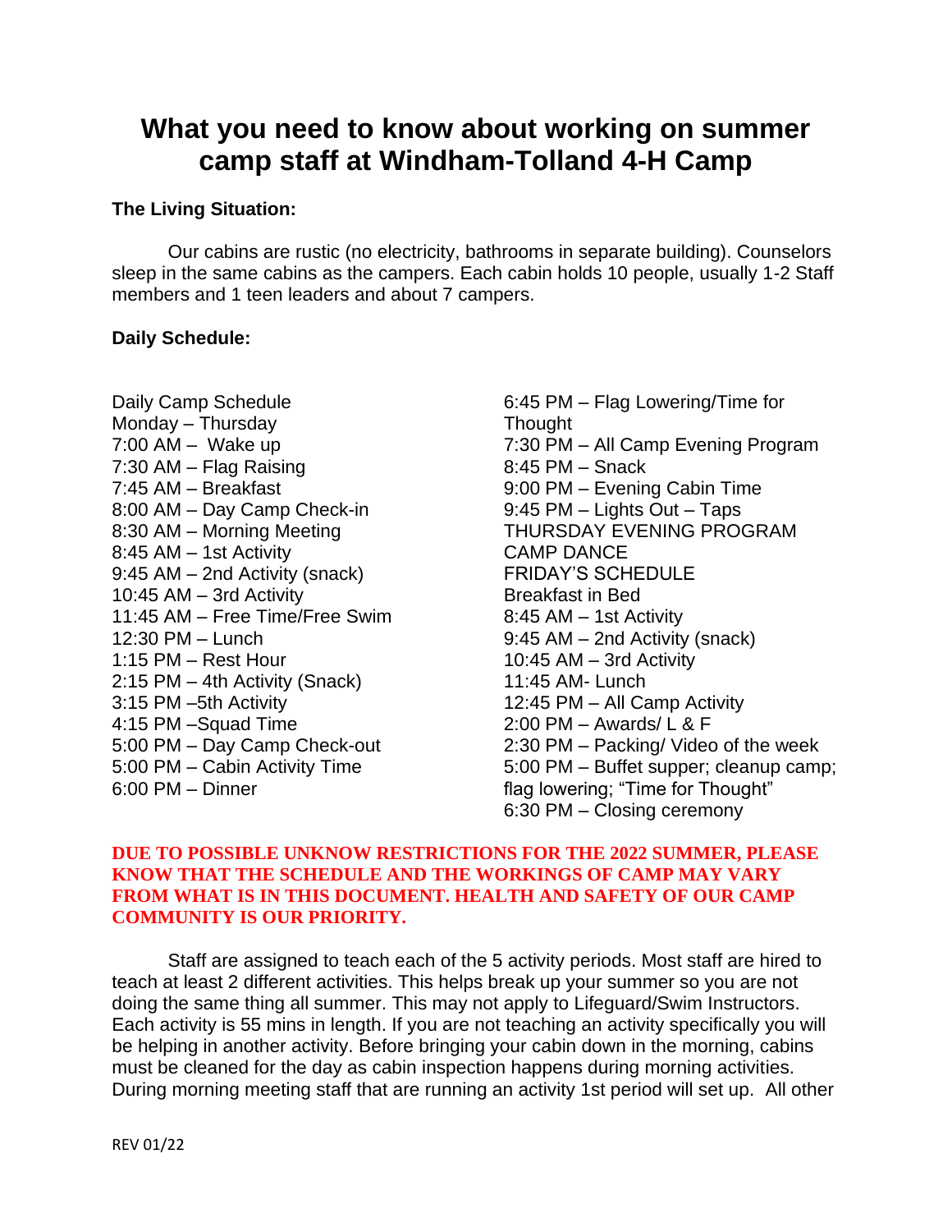# What you need to know about working on summer camp staff at Windham-Tolland 4-H Camp

**The Living Situation:**

Our cabins are rustic (no electricity, bathrooms in separate building). Counselors sleep in the same cabins as the campers. Each cabin holds 10 people, usually 1-2 Staff members and 1 teen leaders and about 7 campers.

**Daily Schedule:**

Daily Camp Schedule
Monday – Thursday
7:00 AM – Wake up
7:30 AM – Flag Raising
7:45 AM – Breakfast
8:00 AM – Day Camp Check-in
8:30 AM – Morning Meeting
8:45 AM – 1st Activity
9:45 AM – 2nd Activity (snack)
10:45 AM – 3rd Activity
11:45 AM – Free Time/Free Swim
12:30 PM – Lunch
1:15 PM – Rest Hour
2:15 PM – 4th Activity (Snack)
3:15 PM –5th Activity
4:15 PM –Squad Time
5:00 PM – Day Camp Check-out
5:00 PM – Cabin Activity Time
6:00 PM – Dinner
6:45 PM – Flag Lowering/Time for Thought
7:30 PM – All Camp Evening Program
8:45 PM – Snack
9:00 PM – Evening Cabin Time
9:45 PM – Lights Out – Taps
THURSDAY EVENING PROGRAM
CAMP DANCE
FRIDAY'S SCHEDULE
Breakfast in Bed
8:45 AM – 1st Activity
9:45 AM – 2nd Activity (snack)
10:45 AM – 3rd Activity
11:45 AM- Lunch
12:45 PM – All Camp Activity
2:00 PM – Awards/ L & F
2:30 PM – Packing/ Video of the week
5:00 PM – Buffet supper; cleanup camp; flag lowering; "Time for Thought"
6:30 PM – Closing ceremony

**DUE TO POSSIBLE UNKNOW RESTRICTIONS FOR THE 2022 SUMMER, PLEASE KNOW THAT THE SCHEDULE AND THE WORKINGS OF CAMP MAY VARY FROM WHAT IS IN THIS DOCUMENT. HEALTH AND SAFETY OF OUR CAMP COMMUNITY IS OUR PRIORITY.**

Staff are assigned to teach each of the 5 activity periods. Most staff are hired to teach at least 2 different activities. This helps break up your summer so you are not doing the same thing all summer. This may not apply to Lifeguard/Swim Instructors. Each activity is 55 mins in length. If you are not teaching an activity specifically you will be helping in another activity. Before bringing your cabin down in the morning, cabins must be cleaned for the day as cabin inspection happens during morning activities. During morning meeting staff that are running an activity 1st period will set up. All other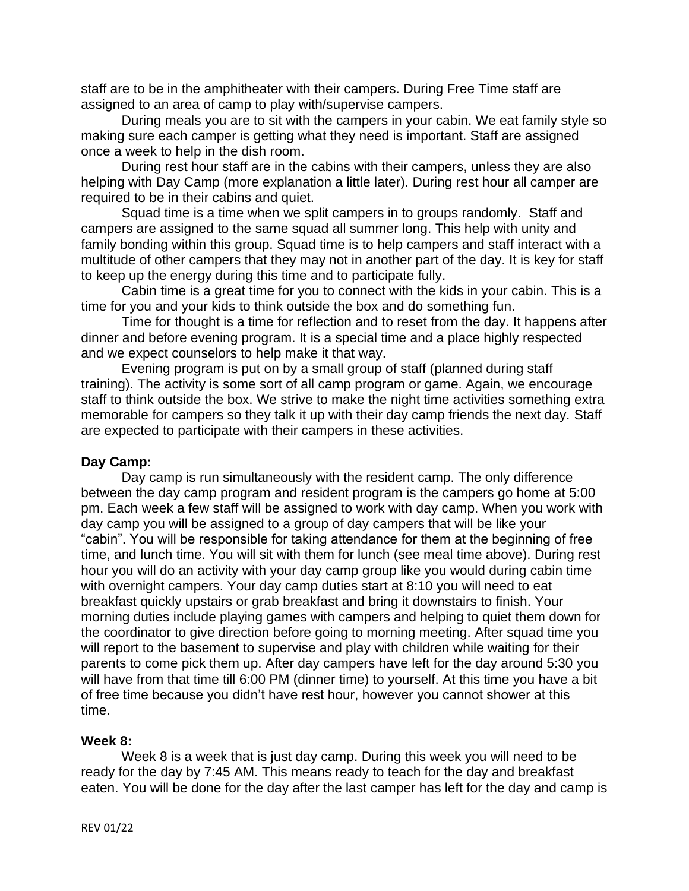staff are to be in the amphitheater with their campers. During Free Time staff are assigned to an area of camp to play with/supervise campers.

During meals you are to sit with the campers in your cabin. We eat family style so making sure each camper is getting what they need is important. Staff are assigned once a week to help in the dish room.

During rest hour staff are in the cabins with their campers, unless they are also helping with Day Camp (more explanation a little later). During rest hour all camper are required to be in their cabins and quiet.

Squad time is a time when we split campers in to groups randomly. Staff and campers are assigned to the same squad all summer long. This help with unity and family bonding within this group. Squad time is to help campers and staff interact with a multitude of other campers that they may not in another part of the day. It is key for staff to keep up the energy during this time and to participate fully.

Cabin time is a great time for you to connect with the kids in your cabin. This is a time for you and your kids to think outside the box and do something fun.

Time for thought is a time for reflection and to reset from the day. It happens after dinner and before evening program. It is a special time and a place highly respected and we expect counselors to help make it that way.

Evening program is put on by a small group of staff (planned during staff training). The activity is some sort of all camp program or game. Again, we encourage staff to think outside the box. We strive to make the night time activities something extra memorable for campers so they talk it up with their day camp friends the next day. Staff are expected to participate with their campers in these activities.

**Day Camp:**

Day camp is run simultaneously with the resident camp. The only difference between the day camp program and resident program is the campers go home at 5:00 pm. Each week a few staff will be assigned to work with day camp. When you work with day camp you will be assigned to a group of day campers that will be like your "cabin". You will be responsible for taking attendance for them at the beginning of free time, and lunch time. You will sit with them for lunch (see meal time above). During rest hour you will do an activity with your day camp group like you would during cabin time with overnight campers. Your day camp duties start at 8:10 you will need to eat breakfast quickly upstairs or grab breakfast and bring it downstairs to finish. Your morning duties include playing games with campers and helping to quiet them down for the coordinator to give direction before going to morning meeting. After squad time you will report to the basement to supervise and play with children while waiting for their parents to come pick them up. After day campers have left for the day around 5:30 you will have from that time till 6:00 PM (dinner time) to yourself. At this time you have a bit of free time because you didn't have rest hour, however you cannot shower at this time.

**Week 8:**

Week 8 is a week that is just day camp. During this week you will need to be ready for the day by 7:45 AM. This means ready to teach for the day and breakfast eaten. You will be done for the day after the last camper has left for the day and camp is

REV 01/22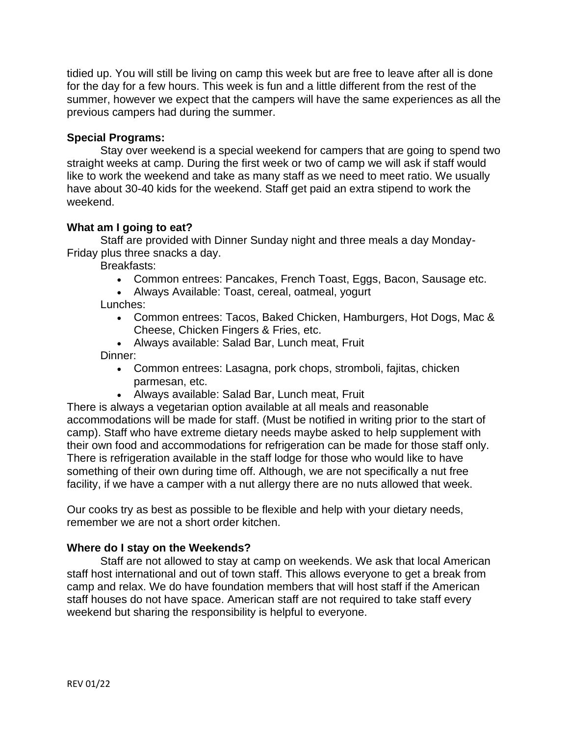tidied up. You will still be living on camp this week but are free to leave after all is done for the day for a few hours. This week is fun and a little different from the rest of the summer, however we expect that the campers will have the same experiences as all the previous campers had during the summer.

**Special Programs:**

Stay over weekend is a special weekend for campers that are going to spend two straight weeks at camp. During the first week or two of camp we will ask if staff would like to work the weekend and take as many staff as we need to meet ratio. We usually have about 30-40 kids for the weekend. Staff get paid an extra stipend to work the weekend.

**What am I going to eat?**

Staff are provided with Dinner Sunday night and three meals a day Monday-Friday plus three snacks a day.

Breakfasts:

- Common entrees: Pancakes, French Toast, Eggs, Bacon, Sausage etc.
- Always Available: Toast, cereal, oatmeal, yogurt

Lunches:

- Common entrees: Tacos, Baked Chicken, Hamburgers, Hot Dogs, Mac & Cheese, Chicken Fingers & Fries, etc.
- Always available: Salad Bar, Lunch meat, Fruit

Dinner:

- Common entrees: Lasagna, pork chops, stromboli, fajitas, chicken parmesan, etc.
- Always available: Salad Bar, Lunch meat, Fruit

There is always a vegetarian option available at all meals and reasonable accommodations will be made for staff. (Must be notified in writing prior to the start of camp). Staff who have extreme dietary needs maybe asked to help supplement with their own food and accommodations for refrigeration can be made for those staff only. There is refrigeration available in the staff lodge for those who would like to have something of their own during time off. Although, we are not specifically a nut free facility, if we have a camper with a nut allergy there are no nuts allowed that week.

Our cooks try as best as possible to be flexible and help with your dietary needs, remember we are not a short order kitchen.

**Where do I stay on the Weekends?**

Staff are not allowed to stay at camp on weekends. We ask that local American staff host international and out of town staff. This allows everyone to get a break from camp and relax. We do have foundation members that will host staff if the American staff houses do not have space. American staff are not required to take staff every weekend but sharing the responsibility is helpful to everyone.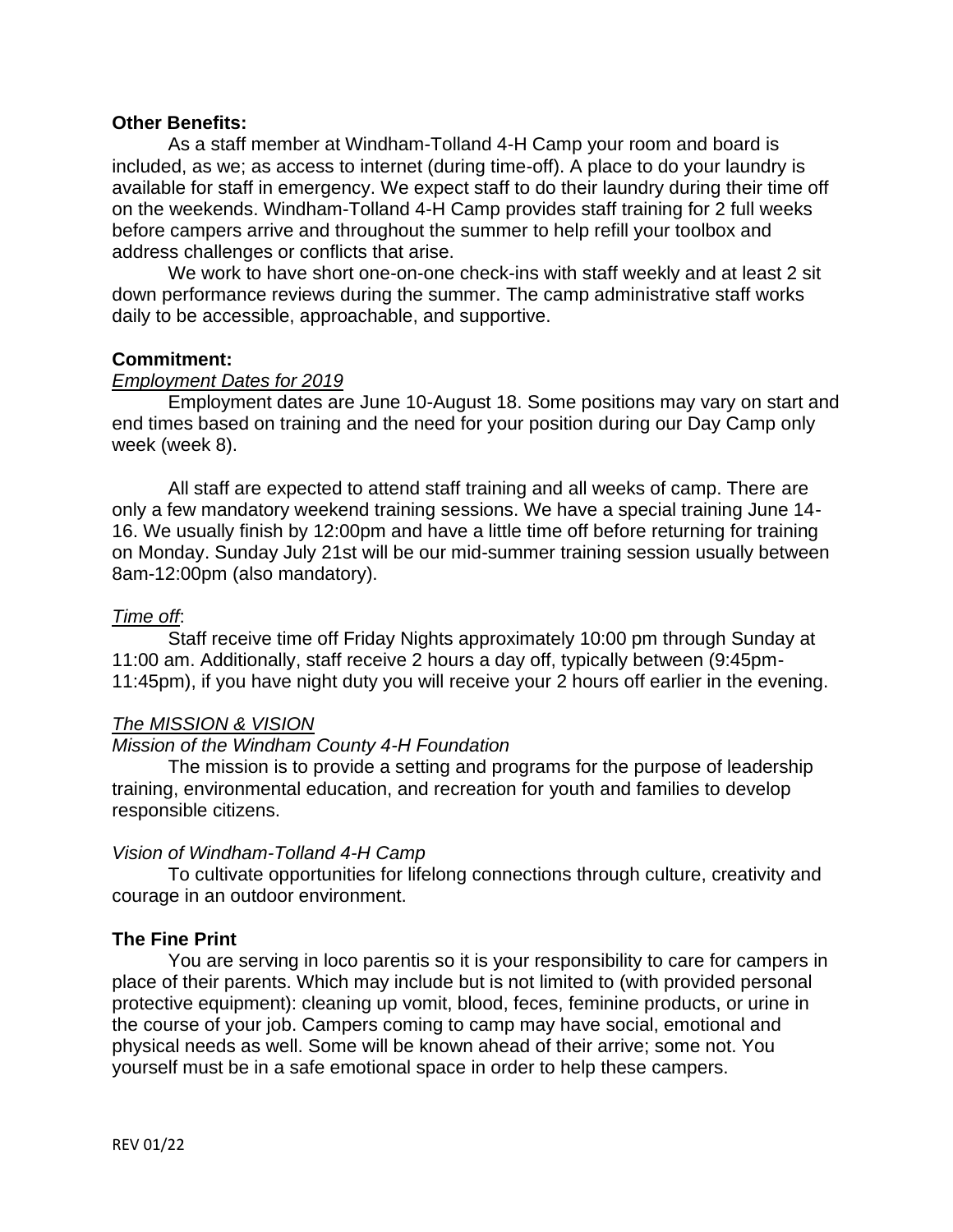**Other Benefits:**

As a staff member at Windham-Tolland 4-H Camp your room and board is included, as we; as access to internet (during time-off). A place to do your laundry is available for staff in emergency. We expect staff to do their laundry during their time off on the weekends. Windham-Tolland 4-H Camp provides staff training for 2 full weeks before campers arrive and throughout the summer to help refill your toolbox and address challenges or conflicts that arise.

We work to have short one-on-one check-ins with staff weekly and at least 2 sit down performance reviews during the summer. The camp administrative staff works daily to be accessible, approachable, and supportive.

**Commitment:**

*Employment Dates for 2019*

Employment dates are June 10-August 18. Some positions may vary on start and end times based on training and the need for your position during our Day Camp only week (week 8).

All staff are expected to attend staff training and all weeks of camp. There are only a few mandatory weekend training sessions. We have a special training June 14-16. We usually finish by 12:00pm and have a little time off before returning for training on Monday. Sunday July 21st will be our mid-summer training session usually between 8am-12:00pm (also mandatory).

*Time off*:

Staff receive time off Friday Nights approximately 10:00 pm through Sunday at 11:00 am. Additionally, staff receive 2 hours a day off, typically between (9:45pm-11:45pm), if you have night duty you will receive your 2 hours off earlier in the evening.

*The MISSION & VISION*

*Mission of the Windham County 4-H Foundation*

The mission is to provide a setting and programs for the purpose of leadership training, environmental education, and recreation for youth and families to develop responsible citizens.

*Vision of Windham-Tolland 4-H Camp*

To cultivate opportunities for lifelong connections through culture, creativity and courage in an outdoor environment.

**The Fine Print**

You are serving in loco parentis so it is your responsibility to care for campers in place of their parents. Which may include but is not limited to (with provided personal protective equipment): cleaning up vomit, blood, feces, feminine products, or urine in the course of your job. Campers coming to camp may have social, emotional and physical needs as well. Some will be known ahead of their arrive; some not. You yourself must be in a safe emotional space in order to help these campers.

REV 01/22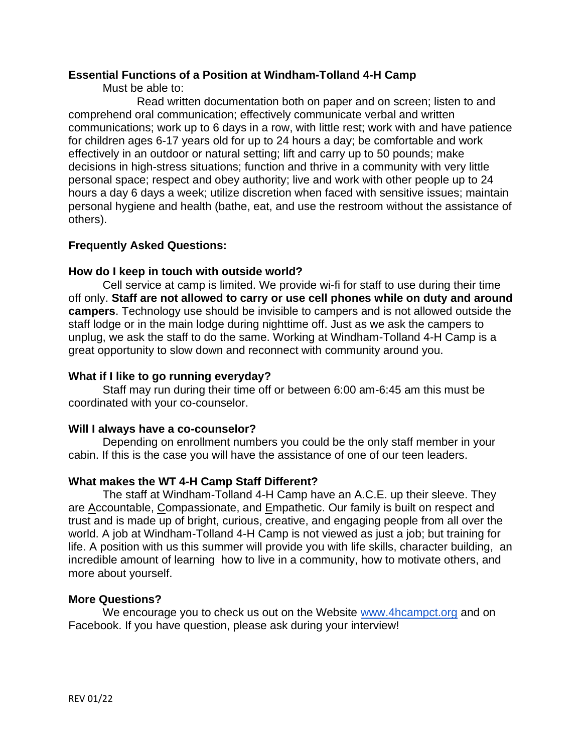**Essential Functions of a Position at Windham-Tolland 4-H Camp**

Must be able to:

Read written documentation both on paper and on screen; listen to and comprehend oral communication; effectively communicate verbal and written communications; work up to 6 days in a row, with little rest; work with and have patience for children ages 6-17 years old for up to 24 hours a day; be comfortable and work effectively in an outdoor or natural setting; lift and carry up to 50 pounds; make decisions in high-stress situations; function and thrive in a community with very little personal space; respect and obey authority; live and work with other people up to 24 hours a day 6 days a week; utilize discretion when faced with sensitive issues; maintain personal hygiene and health (bathe, eat, and use the restroom without the assistance of others).

**Frequently Asked Questions:**

**How do I keep in touch with outside world?**

Cell service at camp is limited. We provide wi-fi for staff to use during their time off only. **Staff are not allowed to carry or use cell phones while on duty and around campers**. Technology use should be invisible to campers and is not allowed outside the staff lodge or in the main lodge during nighttime off. Just as we ask the campers to unplug, we ask the staff to do the same. Working at Windham-Tolland 4-H Camp is a great opportunity to slow down and reconnect with community around you.

**What if I like to go running everyday?**

Staff may run during their time off or between 6:00 am-6:45 am this must be coordinated with your co-counselor.

**Will I always have a co-counselor?**

Depending on enrollment numbers you could be the only staff member in your cabin. If this is the case you will have the assistance of one of our teen leaders.

**What makes the WT 4-H Camp Staff Different?**

The staff at Windham-Tolland 4-H Camp have an A.C.E. up their sleeve. They are Accountable, Compassionate, and Empathetic. Our family is built on respect and trust and is made up of bright, curious, creative, and engaging people from all over the world. A job at Windham-Tolland 4-H Camp is not viewed as just a job; but training for life. A position with us this summer will provide you with life skills, character building, an incredible amount of learning how to live in a community, how to motivate others, and more about yourself.

**More Questions?**

We encourage you to check us out on the Website www.4hcampct.org and on Facebook. If you have question, please ask during your interview!

REV 01/22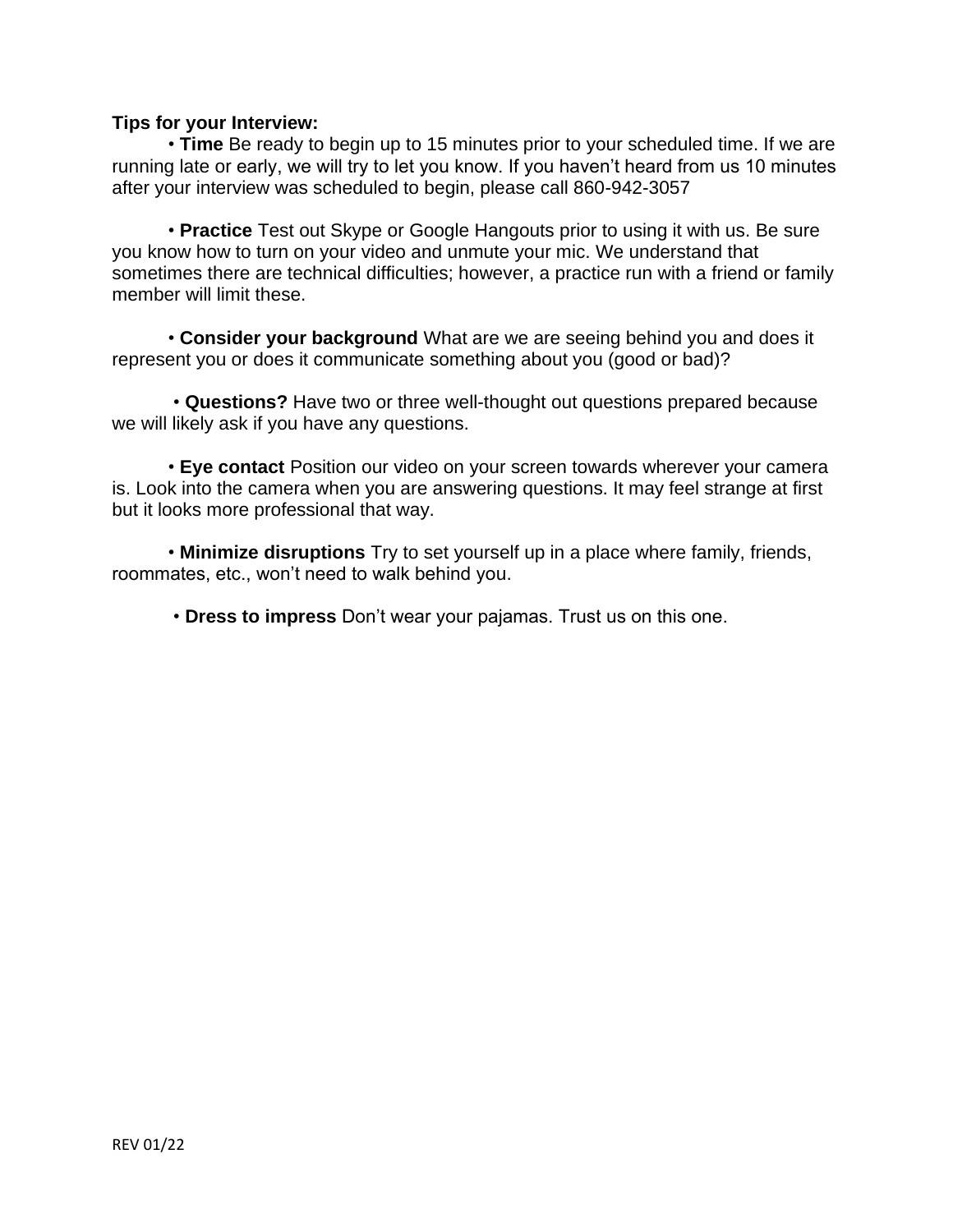**Tips for your Interview:**

- **Time** Be ready to begin up to 15 minutes prior to your scheduled time. If we are running late or early, we will try to let you know. If you haven't heard from us 10 minutes after your interview was scheduled to begin, please call 860-942-3057

- **Practice** Test out Skype or Google Hangouts prior to using it with us. Be sure you know how to turn on your video and unmute your mic. We understand that sometimes there are technical difficulties; however, a practice run with a friend or family member will limit these.

- **Consider your background** What are we are seeing behind you and does it represent you or does it communicate something about you (good or bad)?

- **Questions?** Have two or three well-thought out questions prepared because we will likely ask if you have any questions.

- **Eye contact** Position our video on your screen towards wherever your camera is. Look into the camera when you are answering questions. It may feel strange at first but it looks more professional that way.

- **Minimize disruptions** Try to set yourself up in a place where family, friends, roommates, etc., won't need to walk behind you.

- **Dress to impress** Don't wear your pajamas. Trust us on this one.

REV 01/22